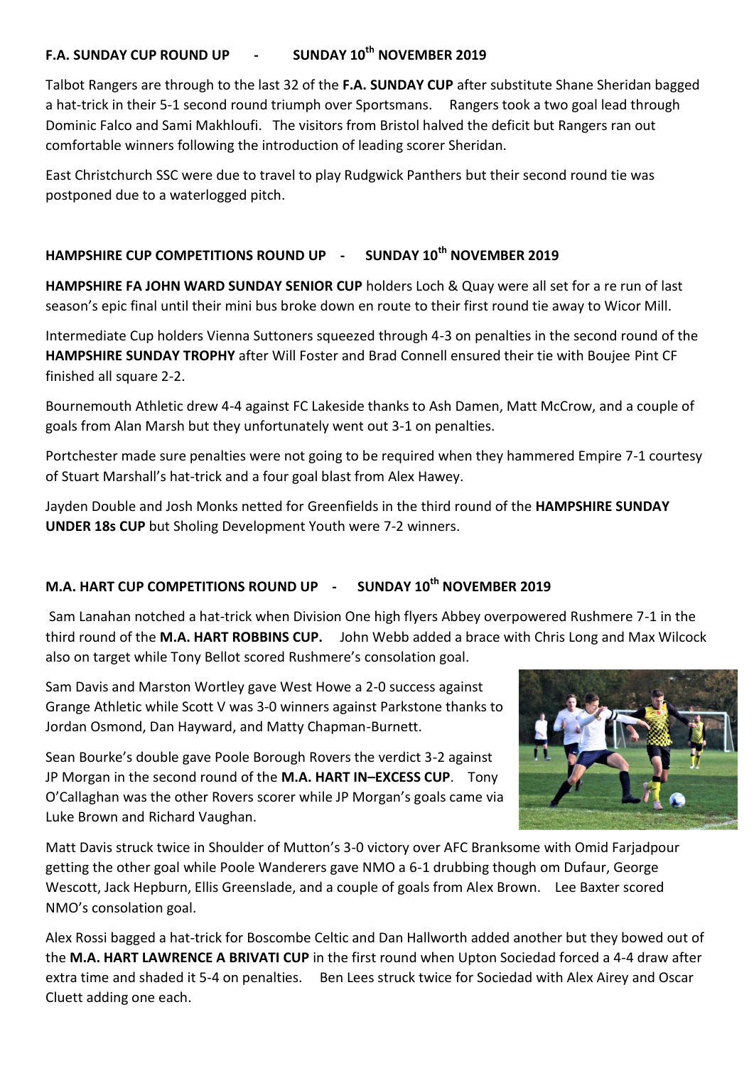## F.A. SUNDAY CUP ROUND UP - SUNDAY 10th NOVEMBER 2019

Talbot Rangers are through to the last 32 of the **F.A. SUNDAY CUP** after substitute Shane Sheridan bagged a hat-trick in their 5-1 second round triumph over Sportsmans. Rangers took a two goal lead through Dominic Falco and Sami Makhloufi. The visitors from Bristol halved the deficit but Rangers ran out comfortable winners following the introduction of leading scorer Sheridan.

East Christchurch SSC were due to travel to play Rudgwick Panthers but their second round tie was postponed due to a waterlogged pitch.

## HAMPSHIRE CUP COMPETITIONS ROUND UP - SUNDAY 10th NOVEMBER 2019

**HAMPSHIRE FA JOHN WARD SUNDAY SENIOR CUP** holders Loch & Quay were all set for a re run of last season's epic final until their mini bus broke down en route to their first round tie away to Wicor Mill.

Intermediate Cup holders Vienna Suttoners squeezed through 4-3 on penalties in the second round of the **HAMPSHIRE SUNDAY TROPHY** after Will Foster and Brad Connell ensured their tie with Boujee Pint CF finished all square 2-2.

Bournemouth Athletic drew 4-4 against FC Lakeside thanks to Ash Damen, Matt McCrow, and a couple of goals from Alan Marsh but they unfortunately went out 3-1 on penalties.

Portchester made sure penalties were not going to be required when they hammered Empire 7-1 courtesy of Stuart Marshall's hat-trick and a four goal blast from Alex Hawey.

Jayden Double and Josh Monks netted for Greenfields in the third round of the **HAMPSHIRE SUNDAY UNDER 18s CUP** but Sholing Development Youth were 7-2 winners.

## M.A. HART CUP COMPETITIONS ROUND UP - SUNDAY 10th NOVEMBER 2019

Sam Lanahan notched a hat-trick when Division One high flyers Abbey overpowered Rushmere 7-1 in the third round of the **M.A. HART ROBBINS CUP.** John Webb added a brace with Chris Long and Max Wilcock also on target while Tony Bellot scored Rushmere's consolation goal.

Sam Davis and Marston Wortley gave West Howe a 2-0 success against Grange Athletic while Scott V was 3-0 winners against Parkstone thanks to Jordan Osmond, Dan Hayward, and Matty Chapman-Burnett.

Sean Bourke's double gave Poole Borough Rovers the verdict 3-2 against JP Morgan in the second round of the **M.A. HART IN–EXCESS CUP**. Tony O'Callaghan was the other Rovers scorer while JP Morgan's goals came via Luke Brown and Richard Vaughan.

Matt Davis struck twice in Shoulder of Mutton's 3-0 victory over AFC Branksome with Omid Farjadpour getting the other goal while Poole Wanderers gave NMO a 6-1 drubbing though om Dufaur, George Wescott, Jack Hepburn, Ellis Greenslade, and a couple of goals from Alex Brown. Lee Baxter scored NMO's consolation goal.

Alex Rossi bagged a hat-trick for Boscombe Celtic and Dan Hallworth added another but they bowed out of the **M.A. HART LAWRENCE A BRIVATI CUP** in the first round when Upton Sociedad forced a 4-4 draw after extra time and shaded it 5-4 on penalties. Ben Lees struck twice for Sociedad with Alex Airey and Oscar Cluett adding one each.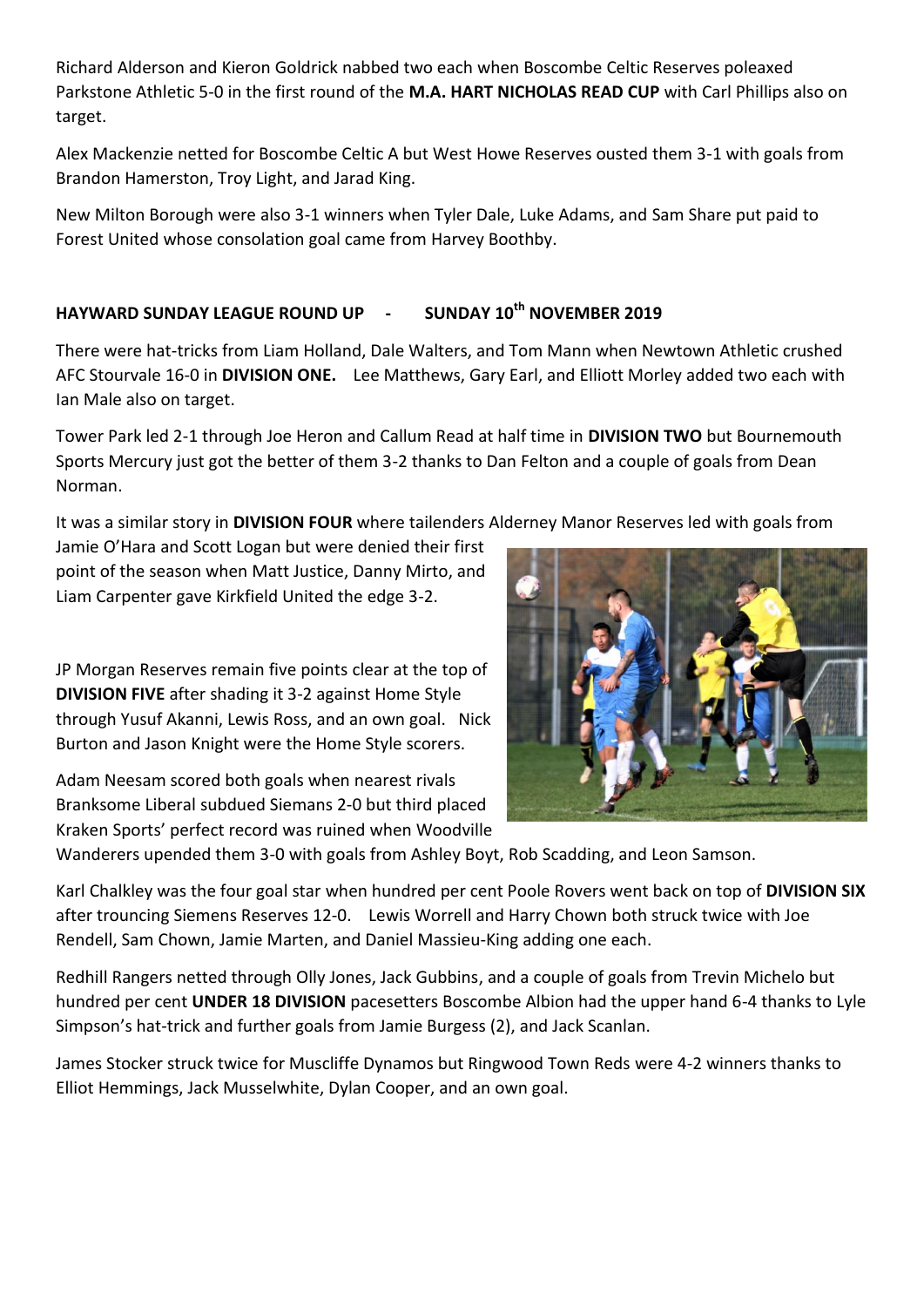Richard Alderson and Kieron Goldrick nabbed two each when Boscombe Celtic Reserves poleaxed Parkstone Athletic 5-0 in the first round of the **M.A. HART NICHOLAS READ CUP** with Carl Phillips also on target.

Alex Mackenzie netted for Boscombe Celtic A but West Howe Reserves ousted them 3-1 with goals from Brandon Hamerston, Troy Light, and Jarad King.

New Milton Borough were also 3-1 winners when Tyler Dale, Luke Adams, and Sam Share put paid to Forest United whose consolation goal came from Harvey Boothby.

## HAYWARD SUNDAY LEAGUE ROUND UP - SUNDAY 10th NOVEMBER 2019

There were hat-tricks from Liam Holland, Dale Walters, and Tom Mann when Newtown Athletic crushed AFC Stourvale 16-0 in **DIVISION ONE.** Lee Matthews, Gary Earl, and Elliott Morley added two each with Ian Male also on target.

Tower Park led 2-1 through Joe Heron and Callum Read at half time in **DIVISION TWO** but Bournemouth Sports Mercury just got the better of them 3-2 thanks to Dan Felton and a couple of goals from Dean Norman.

It was a similar story in **DIVISION FOUR** where tailenders Alderney Manor Reserves led with goals from Jamie O'Hara and Scott Logan but were denied their first point of the season when Matt Justice, Danny Mirto, and Liam Carpenter gave Kirkfield United the edge 3-2.

JP Morgan Reserves remain five points clear at the top of **DIVISION FIVE** after shading it 3-2 against Home Style through Yusuf Akanni, Lewis Ross, and an own goal. Nick Burton and Jason Knight were the Home Style scorers.

Adam Neesam scored both goals when nearest rivals Branksome Liberal subdued Siemans 2-0 but third placed Kraken Sports' perfect record was ruined when Woodville Wanderers upended them 3-0 with goals from Ashley Boyt, Rob Scadding, and Leon Samson.

Karl Chalkley was the four goal star when hundred per cent Poole Rovers went back on top of **DIVISION SIX** after trouncing Siemens Reserves 12-0. Lewis Worrell and Harry Chown both struck twice with Joe Rendell, Sam Chown, Jamie Marten, and Daniel Massieu-King adding one each.

Redhill Rangers netted through Olly Jones, Jack Gubbins, and a couple of goals from Trevin Michelo but hundred per cent **UNDER 18 DIVISION** pacesetters Boscombe Albion had the upper hand 6-4 thanks to Lyle Simpson's hat-trick and further goals from Jamie Burgess (2), and Jack Scanlan.

James Stocker struck twice for Muscliffe Dynamos but Ringwood Town Reds were 4-2 winners thanks to Elliot Hemmings, Jack Musselwhite, Dylan Cooper, and an own goal.